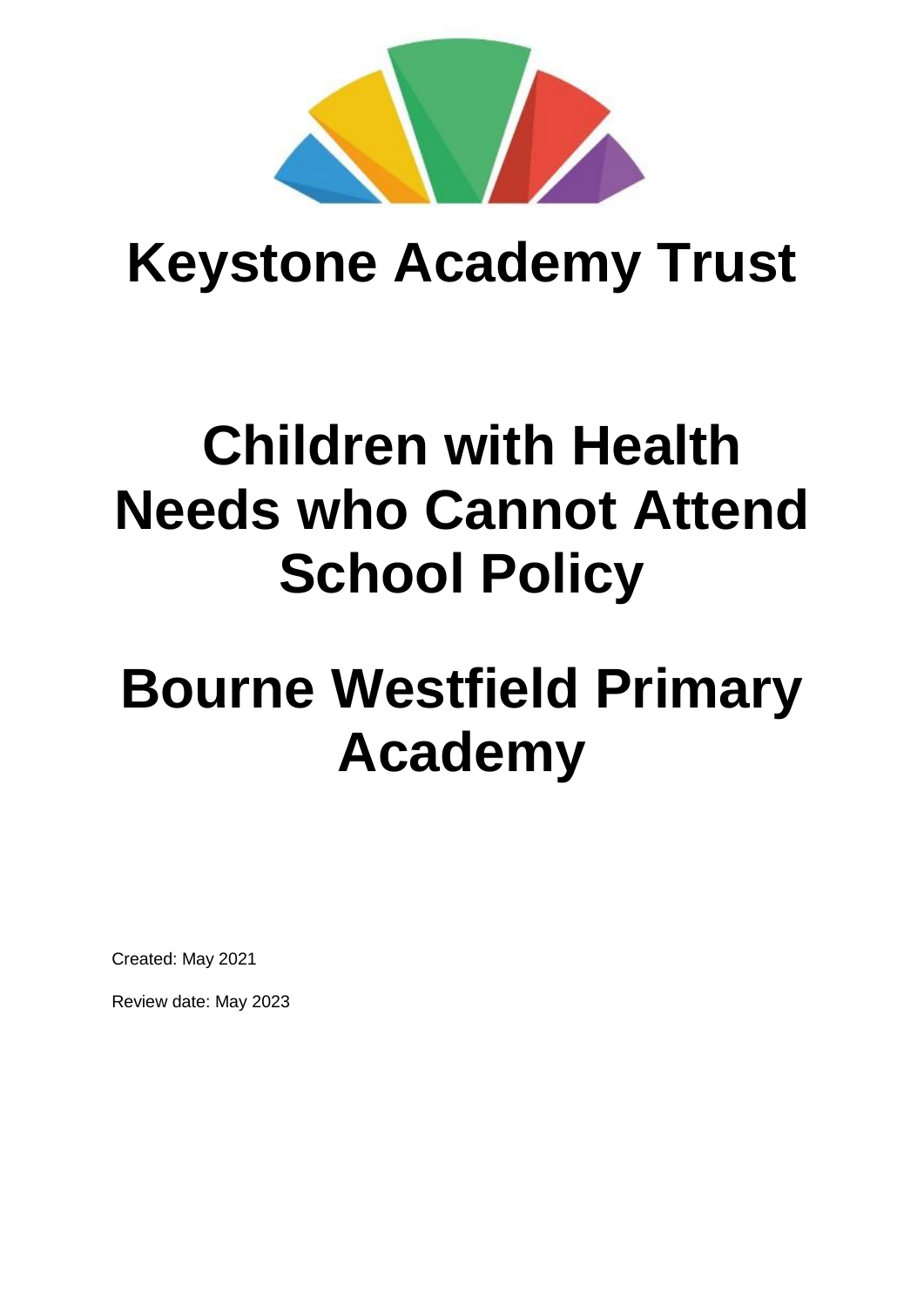# Keystone Academy Trust

# Children with Health Needs who Cannot Attend School Policy

# Bourne Westfield Primary Academy

Created: May 2021

Review date: May 2023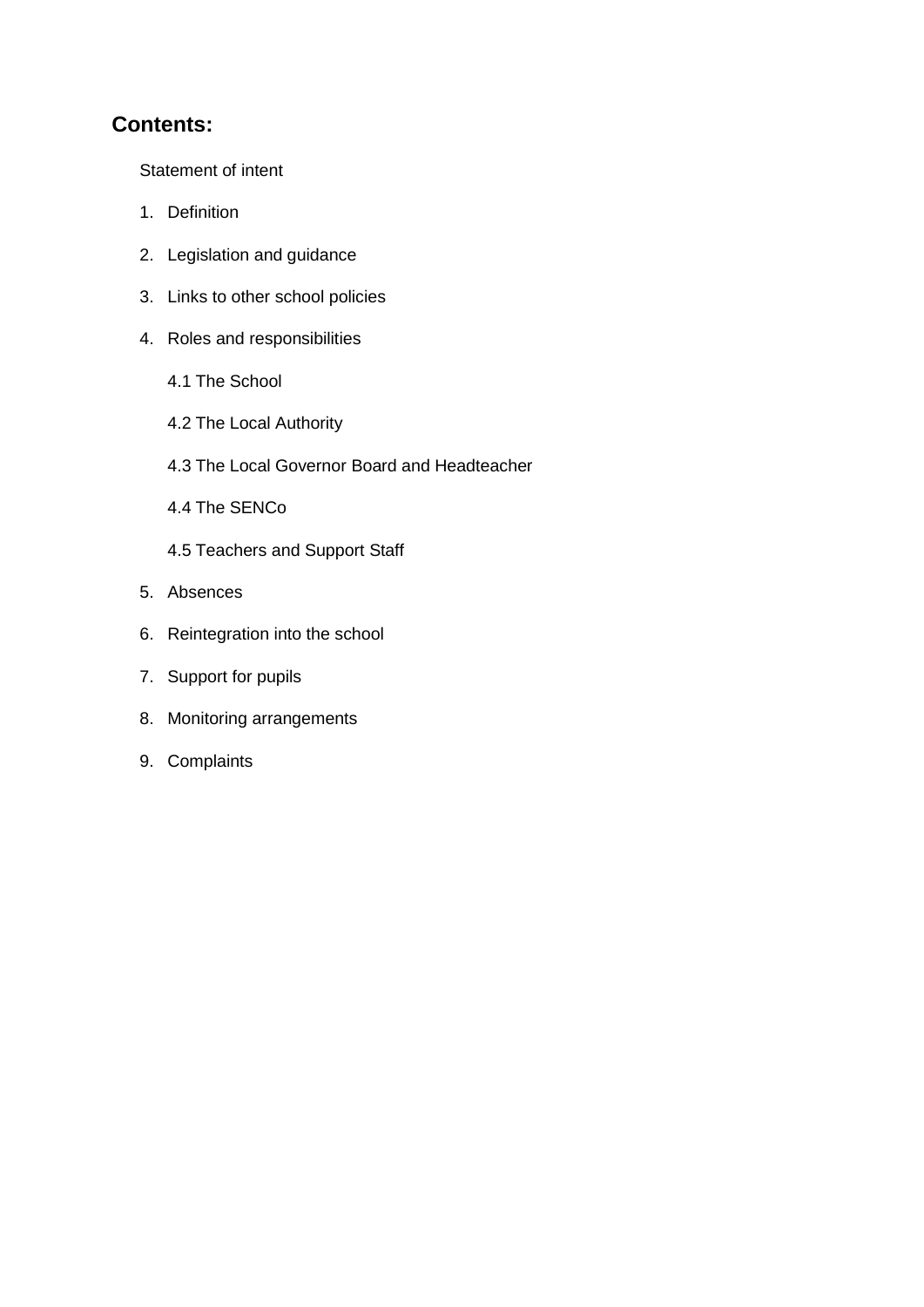## Contents:

Statement of intent

1. Definition
2. Legislation and guidance
3. Links to other school policies
4. Roles and responsibilities

    4.1 The School

    4.2 The Local Authority

    4.3 The Local Governor Board and Headteacher

    4.4 The SENCo

    4.5 Teachers and Support Staff

5. Absences
6. Reintegration into the school
7. Support for pupils
8. Monitoring arrangements
9. Complaints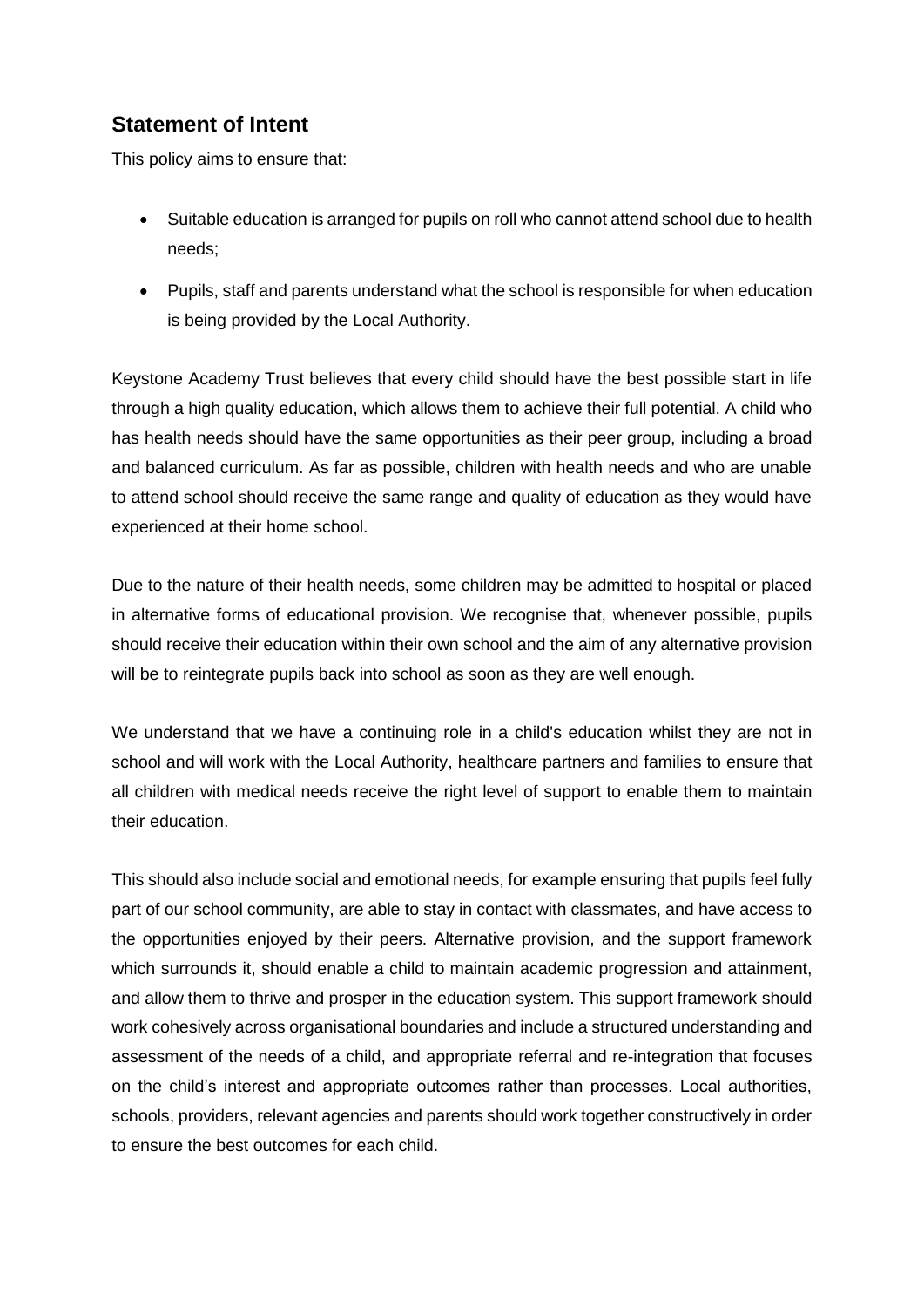## Statement of Intent

This policy aims to ensure that:

- Suitable education is arranged for pupils on roll who cannot attend school due to health needs;
- Pupils, staff and parents understand what the school is responsible for when education is being provided by the Local Authority.

Keystone Academy Trust believes that every child should have the best possible start in life through a high quality education, which allows them to achieve their full potential. A child who has health needs should have the same opportunities as their peer group, including a broad and balanced curriculum. As far as possible, children with health needs and who are unable to attend school should receive the same range and quality of education as they would have experienced at their home school.

Due to the nature of their health needs, some children may be admitted to hospital or placed in alternative forms of educational provision. We recognise that, whenever possible, pupils should receive their education within their own school and the aim of any alternative provision will be to reintegrate pupils back into school as soon as they are well enough.

We understand that we have a continuing role in a child's education whilst they are not in school and will work with the Local Authority, healthcare partners and families to ensure that all children with medical needs receive the right level of support to enable them to maintain their education.

This should also include social and emotional needs, for example ensuring that pupils feel fully part of our school community, are able to stay in contact with classmates, and have access to the opportunities enjoyed by their peers. Alternative provision, and the support framework which surrounds it, should enable a child to maintain academic progression and attainment, and allow them to thrive and prosper in the education system. This support framework should work cohesively across organisational boundaries and include a structured understanding and assessment of the needs of a child, and appropriate referral and re-integration that focuses on the child's interest and appropriate outcomes rather than processes. Local authorities, schools, providers, relevant agencies and parents should work together constructively in order to ensure the best outcomes for each child.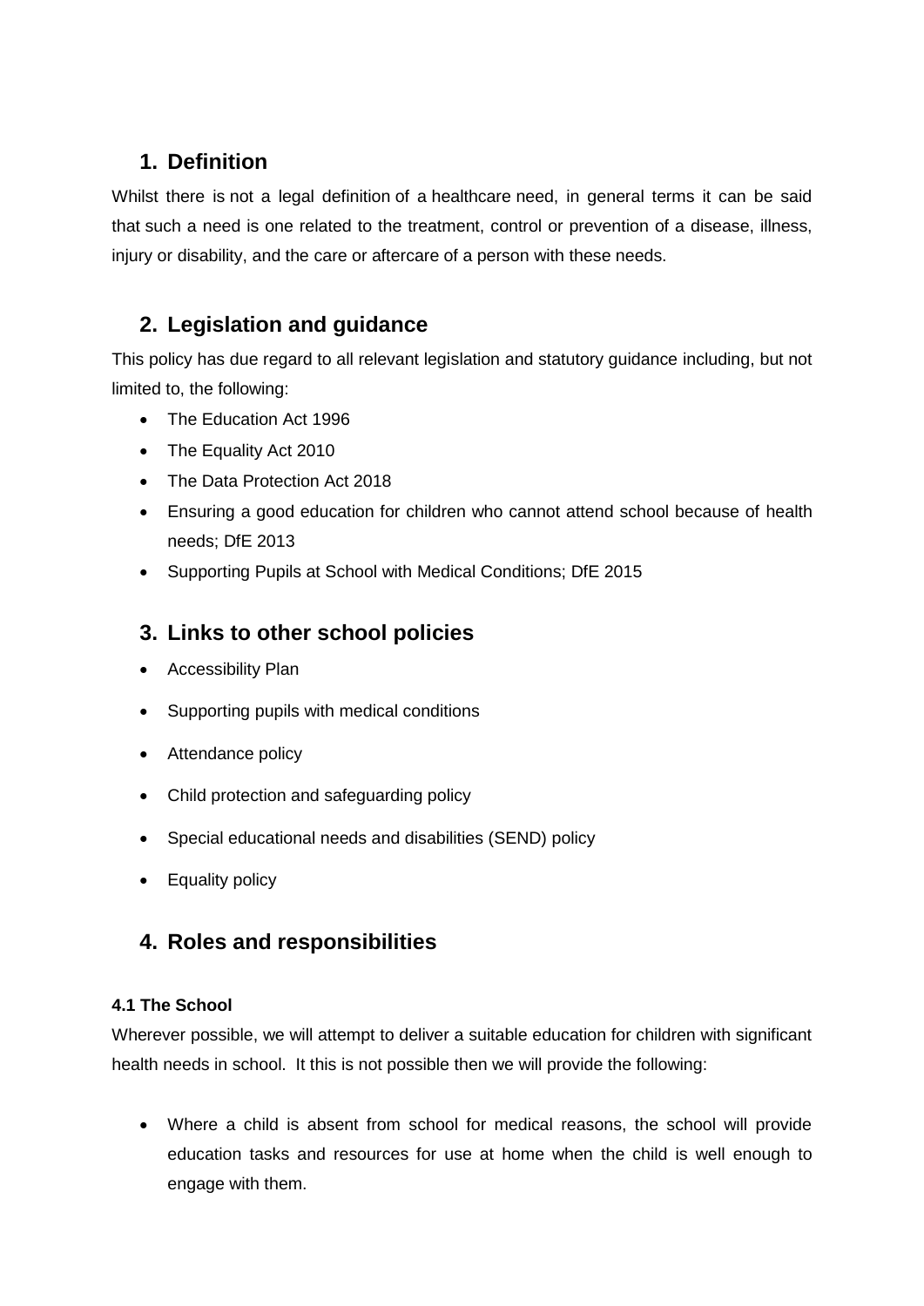## 1. Definition

Whilst there is not a legal definition of a healthcare need, in general terms it can be said that such a need is one related to the treatment, control or prevention of a disease, illness, injury or disability, and the care or aftercare of a person with these needs.

## 2. Legislation and guidance

This policy has due regard to all relevant legislation and statutory guidance including, but not limited to, the following:

- The Education Act 1996
- The Equality Act 2010
- The Data Protection Act 2018
- Ensuring a good education for children who cannot attend school because of health needs; DfE 2013
- Supporting Pupils at School with Medical Conditions; DfE 2015

## 3. Links to other school policies

- Accessibility Plan
- Supporting pupils with medical conditions
- Attendance policy
- Child protection and safeguarding policy
- Special educational needs and disabilities (SEND) policy
- Equality policy

## 4. Roles and responsibilities

#### 4.1 The School

Wherever possible, we will attempt to deliver a suitable education for children with significant health needs in school. It this is not possible then we will provide the following:

- Where a child is absent from school for medical reasons, the school will provide education tasks and resources for use at home when the child is well enough to engage with them.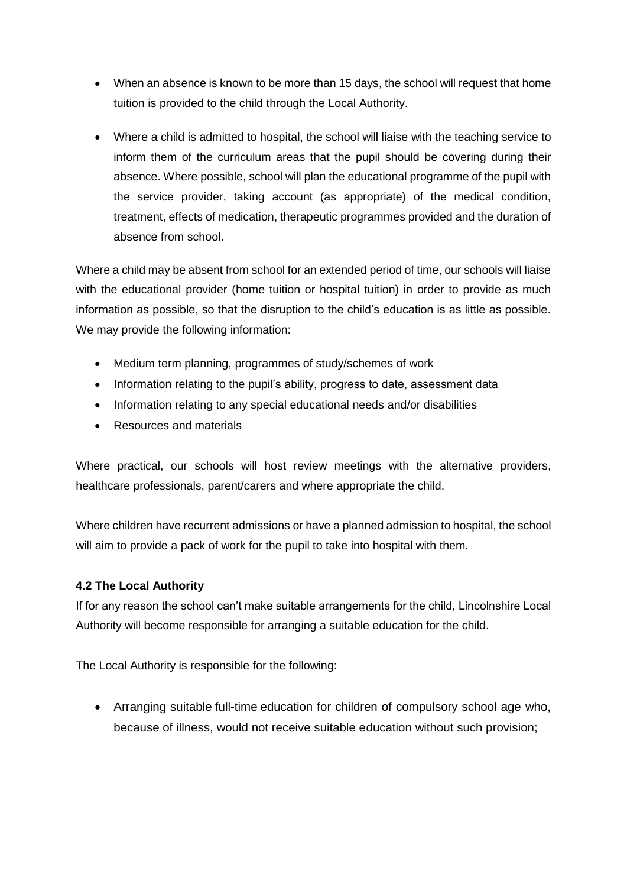- When an absence is known to be more than 15 days, the school will request that home tuition is provided to the child through the Local Authority.

- Where a child is admitted to hospital, the school will liaise with the teaching service to inform them of the curriculum areas that the pupil should be covering during their absence. Where possible, school will plan the educational programme of the pupil with the service provider, taking account (as appropriate) of the medical condition, treatment, effects of medication, therapeutic programmes provided and the duration of absence from school.

Where a child may be absent from school for an extended period of time, our schools will liaise with the educational provider (home tuition or hospital tuition) in order to provide as much information as possible, so that the disruption to the child's education is as little as possible. We may provide the following information:

- Medium term planning, programmes of study/schemes of work
- Information relating to the pupil's ability, progress to date, assessment data
- Information relating to any special educational needs and/or disabilities
- Resources and materials

Where practical, our schools will host review meetings with the alternative providers, healthcare professionals, parent/carers and where appropriate the child.

Where children have recurrent admissions or have a planned admission to hospital, the school will aim to provide a pack of work for the pupil to take into hospital with them.

**4.2 The Local Authority**

If for any reason the school can't make suitable arrangements for the child, Lincolnshire Local Authority will become responsible for arranging a suitable education for the child.

The Local Authority is responsible for the following:

- Arranging suitable full-time education for children of compulsory school age who, because of illness, would not receive suitable education without such provision;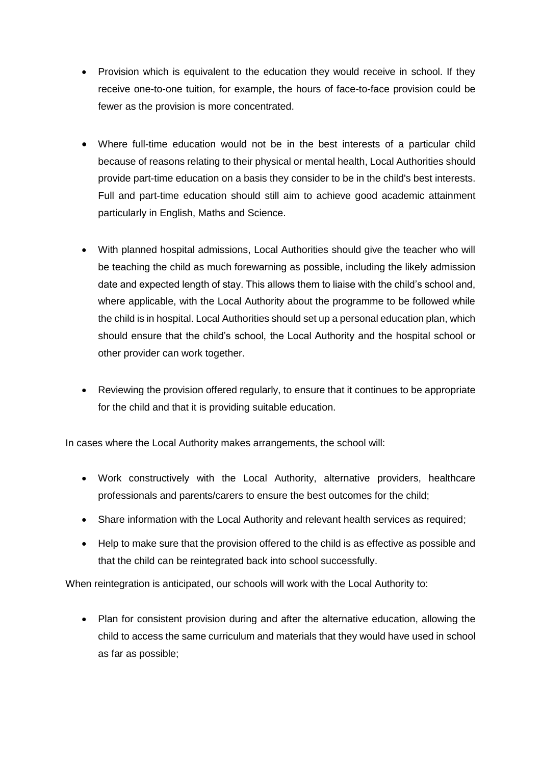- Provision which is equivalent to the education they would receive in school. If they receive one-to-one tuition, for example, the hours of face-to-face provision could be fewer as the provision is more concentrated.

- Where full-time education would not be in the best interests of a particular child because of reasons relating to their physical or mental health, Local Authorities should provide part-time education on a basis they consider to be in the child's best interests. Full and part-time education should still aim to achieve good academic attainment particularly in English, Maths and Science.

- With planned hospital admissions, Local Authorities should give the teacher who will be teaching the child as much forewarning as possible, including the likely admission date and expected length of stay. This allows them to liaise with the child's school and, where applicable, with the Local Authority about the programme to be followed while the child is in hospital. Local Authorities should set up a personal education plan, which should ensure that the child's school, the Local Authority and the hospital school or other provider can work together.

- Reviewing the provision offered regularly, to ensure that it continues to be appropriate for the child and that it is providing suitable education.

In cases where the Local Authority makes arrangements, the school will:

- Work constructively with the Local Authority, alternative providers, healthcare professionals and parents/carers to ensure the best outcomes for the child;
- Share information with the Local Authority and relevant health services as required;
- Help to make sure that the provision offered to the child is as effective as possible and that the child can be reintegrated back into school successfully.

When reintegration is anticipated, our schools will work with the Local Authority to:

- Plan for consistent provision during and after the alternative education, allowing the child to access the same curriculum and materials that they would have used in school as far as possible;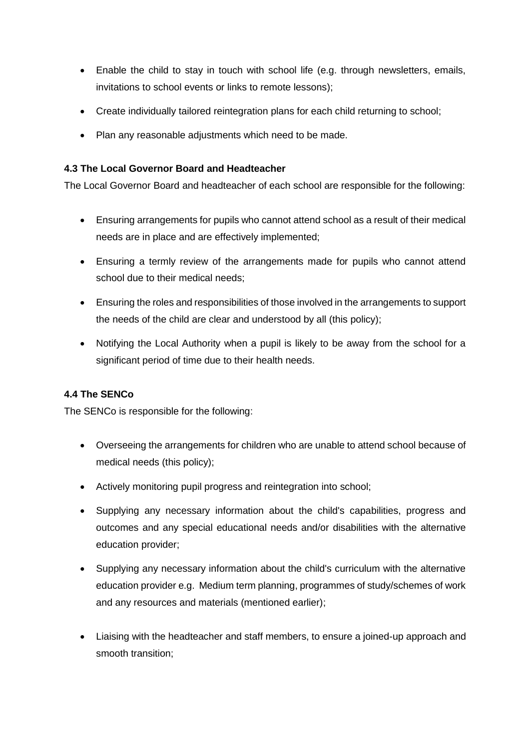- Enable the child to stay in touch with school life (e.g. through newsletters, emails, invitations to school events or links to remote lessons);
- Create individually tailored reintegration plans for each child returning to school;
- Plan any reasonable adjustments which need to be made.

### 4.3 The Local Governor Board and Headteacher

The Local Governor Board and headteacher of each school are responsible for the following:

- Ensuring arrangements for pupils who cannot attend school as a result of their medical needs are in place and are effectively implemented;
- Ensuring a termly review of the arrangements made for pupils who cannot attend school due to their medical needs;
- Ensuring the roles and responsibilities of those involved in the arrangements to support the needs of the child are clear and understood by all (this policy);
- Notifying the Local Authority when a pupil is likely to be away from the school for a significant period of time due to their health needs.

### 4.4 The SENCo

The SENCo is responsible for the following:

- Overseeing the arrangements for children who are unable to attend school because of medical needs (this policy);
- Actively monitoring pupil progress and reintegration into school;
- Supplying any necessary information about the child's capabilities, progress and outcomes and any special educational needs and/or disabilities with the alternative education provider;
- Supplying any necessary information about the child's curriculum with the alternative education provider e.g. Medium term planning, programmes of study/schemes of work and any resources and materials (mentioned earlier);
- Liaising with the headteacher and staff members, to ensure a joined-up approach and smooth transition;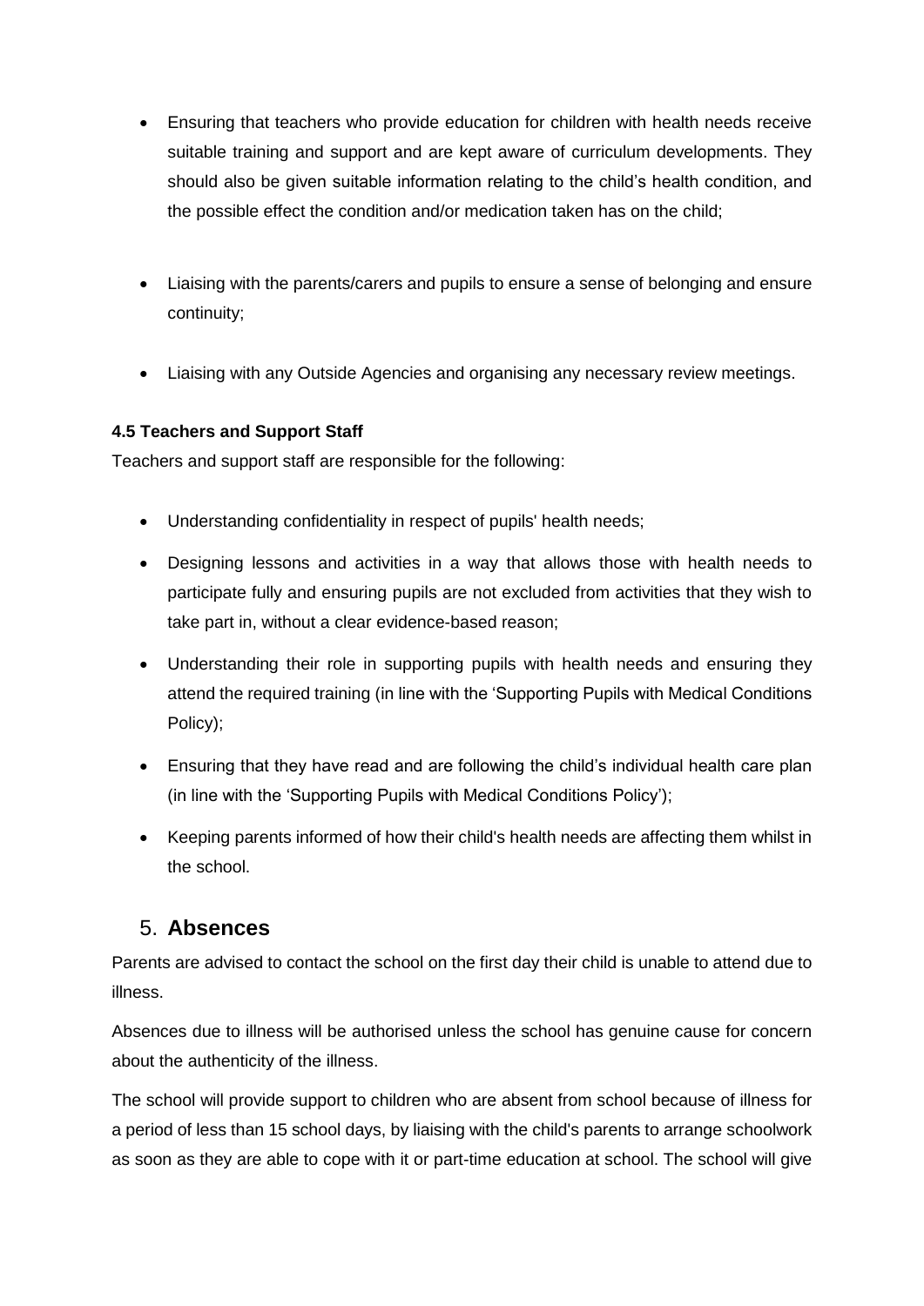- Ensuring that teachers who provide education for children with health needs receive suitable training and support and are kept aware of curriculum developments. They should also be given suitable information relating to the child's health condition, and the possible effect the condition and/or medication taken has on the child;
- Liaising with the parents/carers and pupils to ensure a sense of belonging and ensure continuity;
- Liaising with any Outside Agencies and organising any necessary review meetings.

#### 4.5 Teachers and Support Staff

Teachers and support staff are responsible for the following:

- Understanding confidentiality in respect of pupils' health needs;
- Designing lessons and activities in a way that allows those with health needs to participate fully and ensuring pupils are not excluded from activities that they wish to take part in, without a clear evidence-based reason;
- Understanding their role in supporting pupils with health needs and ensuring they attend the required training (in line with the 'Supporting Pupils with Medical Conditions Policy);
- Ensuring that they have read and are following the child's individual health care plan (in line with the 'Supporting Pupils with Medical Conditions Policy');
- Keeping parents informed of how their child's health needs are affecting them whilst in the school.

## 5. **Absences**

Parents are advised to contact the school on the first day their child is unable to attend due to illness.

Absences due to illness will be authorised unless the school has genuine cause for concern about the authenticity of the illness.

The school will provide support to children who are absent from school because of illness for a period of less than 15 school days, by liaising with the child's parents to arrange schoolwork as soon as they are able to cope with it or part-time education at school. The school will give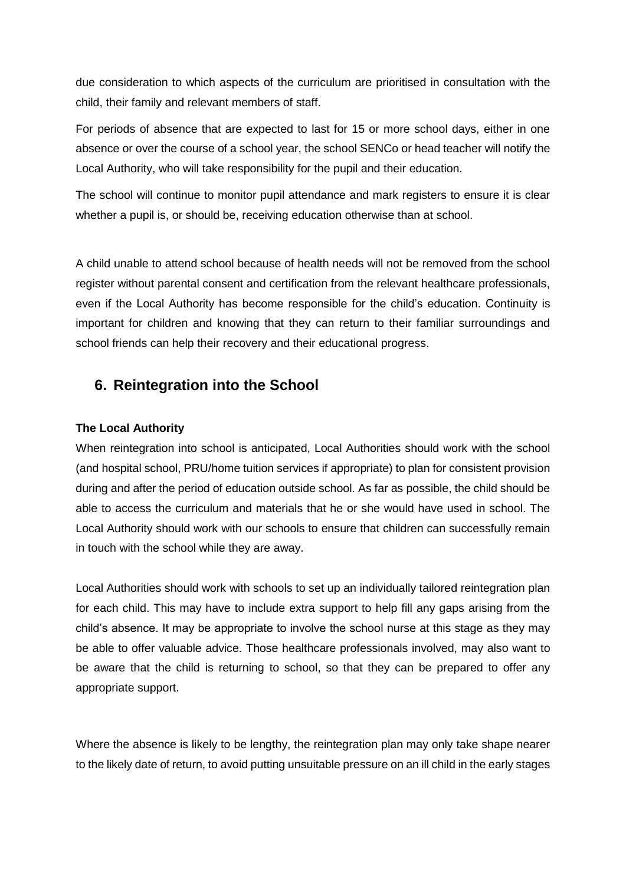due consideration to which aspects of the curriculum are prioritised in consultation with the child, their family and relevant members of staff.

For periods of absence that are expected to last for 15 or more school days, either in one absence or over the course of a school year, the school SENCo or head teacher will notify the Local Authority, who will take responsibility for the pupil and their education.

The school will continue to monitor pupil attendance and mark registers to ensure it is clear whether a pupil is, or should be, receiving education otherwise than at school.

A child unable to attend school because of health needs will not be removed from the school register without parental consent and certification from the relevant healthcare professionals, even if the Local Authority has become responsible for the child's education. Continuity is important for children and knowing that they can return to their familiar surroundings and school friends can help their recovery and their educational progress.

## 6. Reintegration into the School

**The Local Authority**

When reintegration into school is anticipated, Local Authorities should work with the school (and hospital school, PRU/home tuition services if appropriate) to plan for consistent provision during and after the period of education outside school. As far as possible, the child should be able to access the curriculum and materials that he or she would have used in school. The Local Authority should work with our schools to ensure that children can successfully remain in touch with the school while they are away.

Local Authorities should work with schools to set up an individually tailored reintegration plan for each child. This may have to include extra support to help fill any gaps arising from the child's absence. It may be appropriate to involve the school nurse at this stage as they may be able to offer valuable advice. Those healthcare professionals involved, may also want to be aware that the child is returning to school, so that they can be prepared to offer any appropriate support.

Where the absence is likely to be lengthy, the reintegration plan may only take shape nearer to the likely date of return, to avoid putting unsuitable pressure on an ill child in the early stages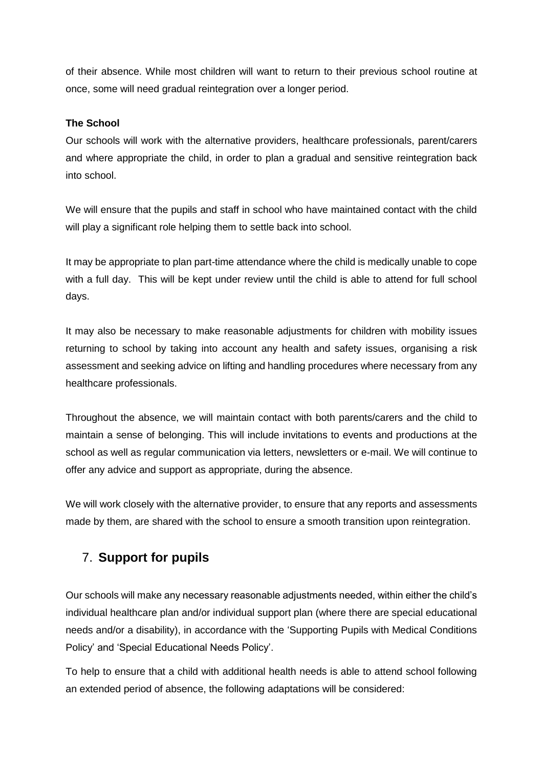of their absence. While most children will want to return to their previous school routine at once, some will need gradual reintegration over a longer period.

**The School**

Our schools will work with the alternative providers, healthcare professionals, parent/carers and where appropriate the child, in order to plan a gradual and sensitive reintegration back into school.

We will ensure that the pupils and staff in school who have maintained contact with the child will play a significant role helping them to settle back into school.

It may be appropriate to plan part-time attendance where the child is medically unable to cope with a full day. This will be kept under review until the child is able to attend for full school days.

It may also be necessary to make reasonable adjustments for children with mobility issues returning to school by taking into account any health and safety issues, organising a risk assessment and seeking advice on lifting and handling procedures where necessary from any healthcare professionals.

Throughout the absence, we will maintain contact with both parents/carers and the child to maintain a sense of belonging. This will include invitations to events and productions at the school as well as regular communication via letters, newsletters or e-mail. We will continue to offer any advice and support as appropriate, during the absence.

We will work closely with the alternative provider, to ensure that any reports and assessments made by them, are shared with the school to ensure a smooth transition upon reintegration.

## 7. **Support for pupils**

Our schools will make any necessary reasonable adjustments needed, within either the child's individual healthcare plan and/or individual support plan (where there are special educational needs and/or a disability), in accordance with the 'Supporting Pupils with Medical Conditions Policy' and 'Special Educational Needs Policy'.

To help to ensure that a child with additional health needs is able to attend school following an extended period of absence, the following adaptations will be considered: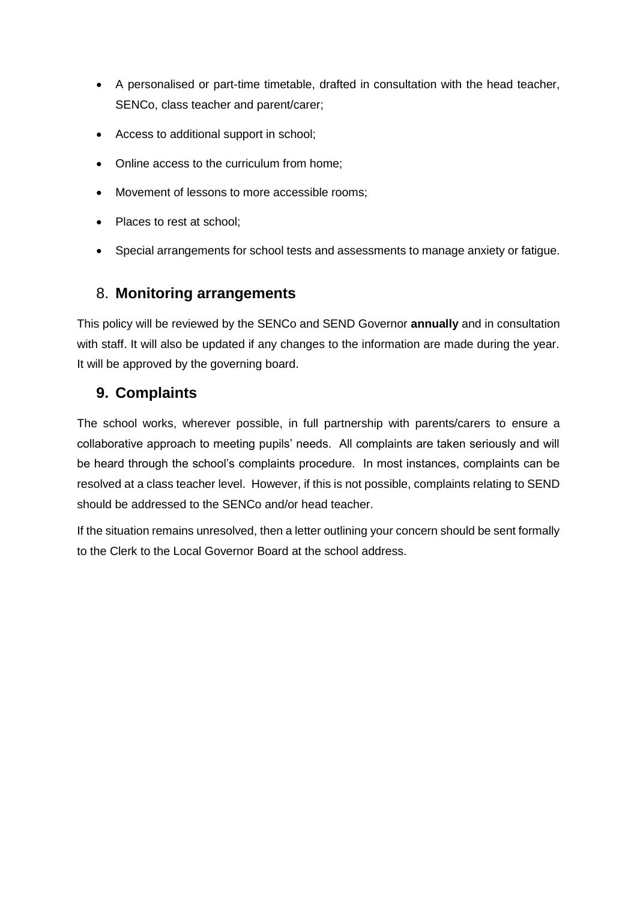- A personalised or part-time timetable, drafted in consultation with the head teacher, SENCo, class teacher and parent/carer;
- Access to additional support in school;
- Online access to the curriculum from home;
- Movement of lessons to more accessible rooms;
- Places to rest at school;
- Special arrangements for school tests and assessments to manage anxiety or fatigue.

## 8. Monitoring arrangements

This policy will be reviewed by the SENCo and SEND Governor **annually** and in consultation with staff. It will also be updated if any changes to the information are made during the year. It will be approved by the governing board.

## 9. Complaints

The school works, wherever possible, in full partnership with parents/carers to ensure a collaborative approach to meeting pupils' needs. All complaints are taken seriously and will be heard through the school's complaints procedure. In most instances, complaints can be resolved at a class teacher level. However, if this is not possible, complaints relating to SEND should be addressed to the SENCo and/or head teacher.

If the situation remains unresolved, then a letter outlining your concern should be sent formally to the Clerk to the Local Governor Board at the school address.